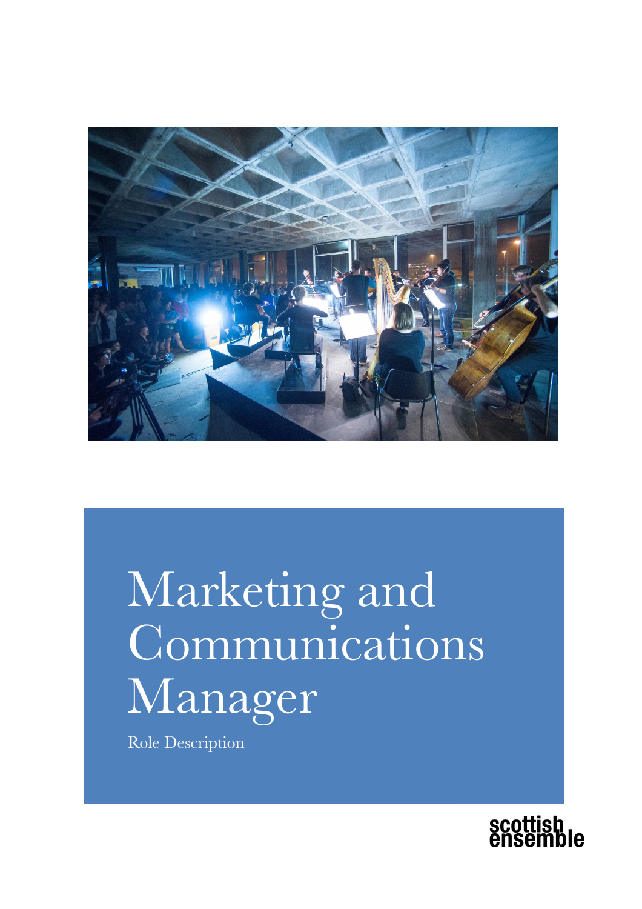# Marketing and Communications Manager

Role Description

scottish ensemble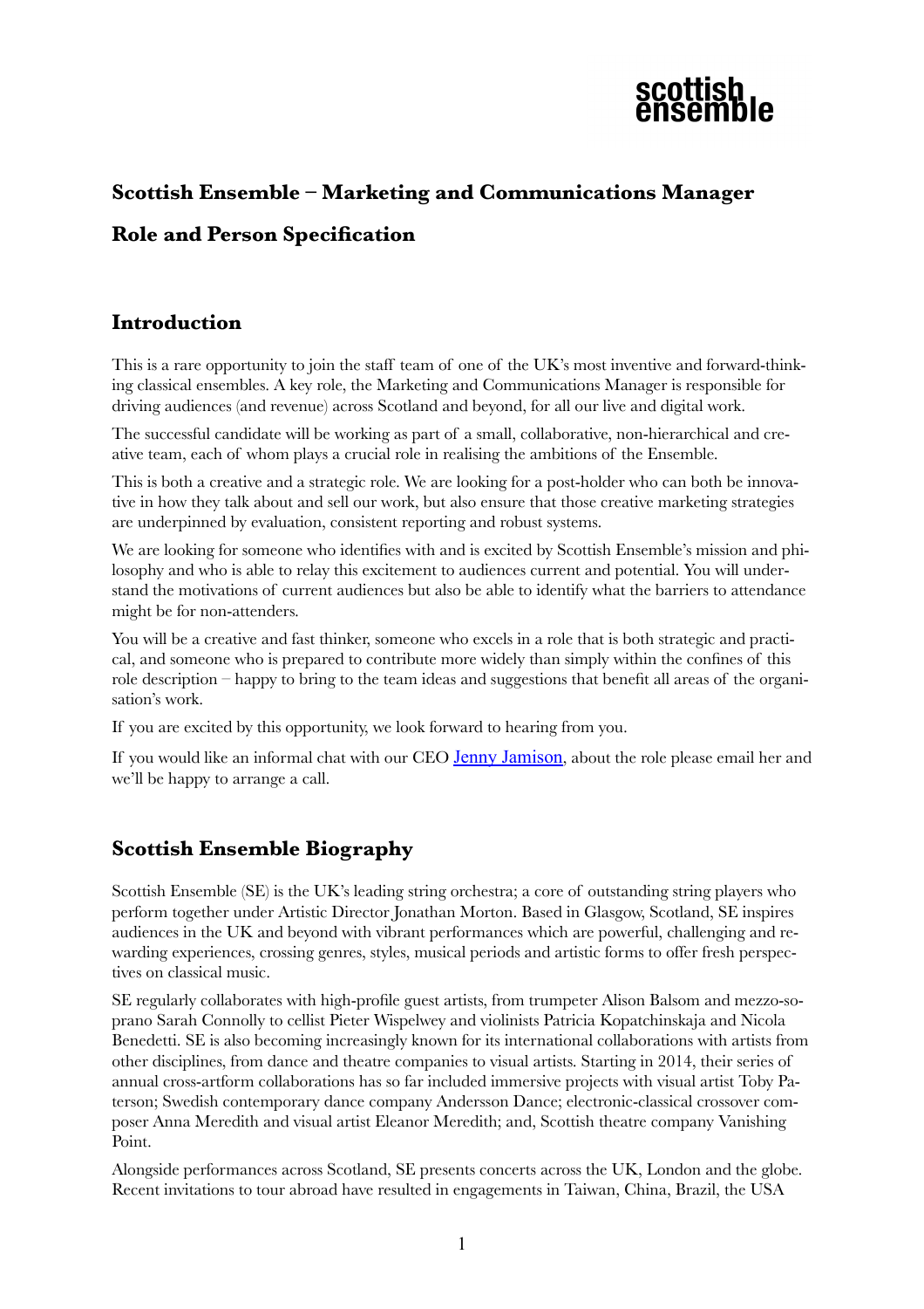# Scottish Ensemble – Marketing and Communications Manager

## Role and Person Specification

## Introduction

This is a rare opportunity to join the staff team of one of the UK's most inventive and forward-thinking classical ensembles. A key role, the Marketing and Communications Manager is responsible for driving audiences (and revenue) across Scotland and beyond, for all our live and digital work.

The successful candidate will be working as part of a small, collaborative, non-hierarchical and creative team, each of whom plays a crucial role in realising the ambitions of the Ensemble.

This is both a creative and a strategic role. We are looking for a post-holder who can both be innovative in how they talk about and sell our work, but also ensure that those creative marketing strategies are underpinned by evaluation, consistent reporting and robust systems.

We are looking for someone who identifies with and is excited by Scottish Ensemble's mission and philosophy and who is able to relay this excitement to audiences current and potential. You will understand the motivations of current audiences but also be able to identify what the barriers to attendance might be for non-attenders.

You will be a creative and fast thinker, someone who excels in a role that is both strategic and practical, and someone who is prepared to contribute more widely than simply within the confines of this role description – happy to bring to the team ideas and suggestions that benefit all areas of the organisation's work.

If you are excited by this opportunity, we look forward to hearing from you.

If you would like an informal chat with our CEO Jenny Jamison, about the role please email her and we'll be happy to arrange a call.

## Scottish Ensemble Biography

Scottish Ensemble (SE) is the UK's leading string orchestra; a core of outstanding string players who perform together under Artistic Director Jonathan Morton. Based in Glasgow, Scotland, SE inspires audiences in the UK and beyond with vibrant performances which are powerful, challenging and rewarding experiences, crossing genres, styles, musical periods and artistic forms to offer fresh perspectives on classical music.

SE regularly collaborates with high-profile guest artists, from trumpeter Alison Balsom and mezzo-soprano Sarah Connolly to cellist Pieter Wispelwey and violinists Patricia Kopatchinskaja and Nicola Benedetti. SE is also becoming increasingly known for its international collaborations with artists from other disciplines, from dance and theatre companies to visual artists. Starting in 2014, their series of annual cross-artform collaborations has so far included immersive projects with visual artist Toby Paterson; Swedish contemporary dance company Andersson Dance; electronic-classical crossover composer Anna Meredith and visual artist Eleanor Meredith; and, Scottish theatre company Vanishing Point.

Alongside performances across Scotland, SE presents concerts across the UK, London and the globe. Recent invitations to tour abroad have resulted in engagements in Taiwan, China, Brazil, the USA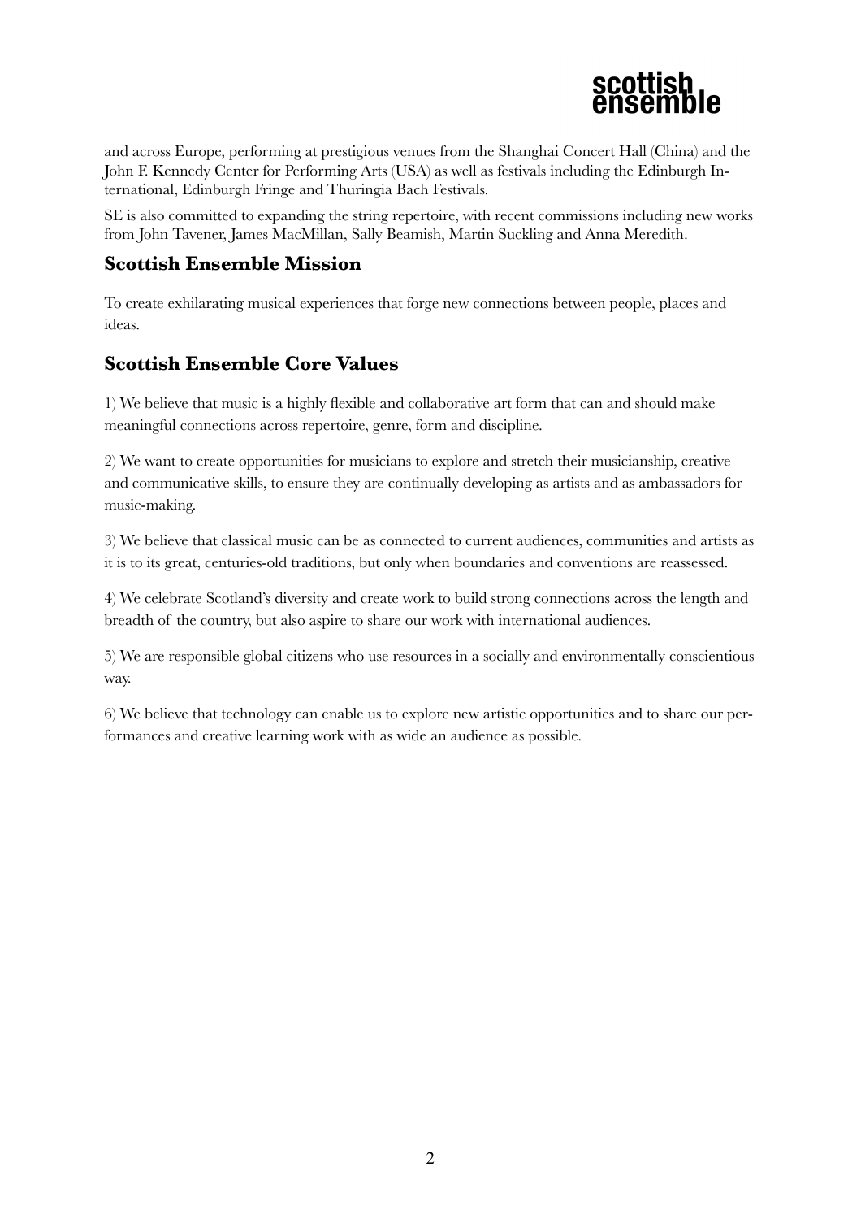and across Europe, performing at prestigious venues from the Shanghai Concert Hall (China) and the John F. Kennedy Center for Performing Arts (USA) as well as festivals including the Edinburgh International, Edinburgh Fringe and Thuringia Bach Festivals.

SE is also committed to expanding the string repertoire, with recent commissions including new works from John Tavener, James MacMillan, Sally Beamish, Martin Suckling and Anna Meredith.

## Scottish Ensemble Mission

To create exhilarating musical experiences that forge new connections between people, places and ideas.

## Scottish Ensemble Core Values

1) We believe that music is a highly flexible and collaborative art form that can and should make meaningful connections across repertoire, genre, form and discipline.

2) We want to create opportunities for musicians to explore and stretch their musicianship, creative and communicative skills, to ensure they are continually developing as artists and as ambassadors for music-making.

3) We believe that classical music can be as connected to current audiences, communities and artists as it is to its great, centuries-old traditions, but only when boundaries and conventions are reassessed.

4) We celebrate Scotland's diversity and create work to build strong connections across the length and breadth of the country, but also aspire to share our work with international audiences.

5) We are responsible global citizens who use resources in a socially and environmentally conscientious way.

6) We believe that technology can enable us to explore new artistic opportunities and to share our performances and creative learning work with as wide an audience as possible.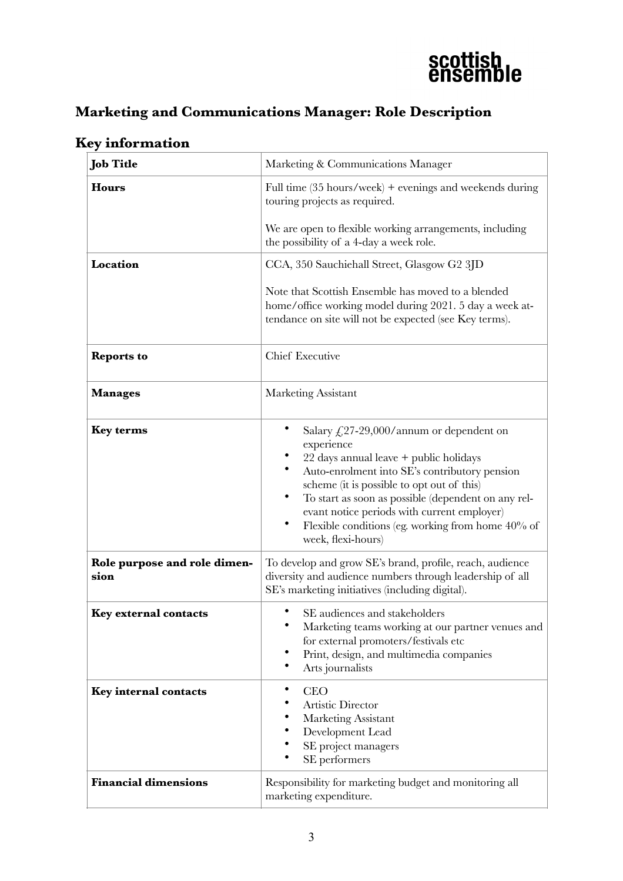## Marketing and Communications Manager: Role Description

## Key information

| | |
|---|---|
| **Job Title** | Marketing & Communications Manager |
| **Hours** | Full time (35 hours/week) + evenings and weekends during touring projects as required.<br><br>We are open to flexible working arrangements, including the possibility of a 4-day a week role. |
| **Location** | CCA, 350 Sauchiehall Street, Glasgow G2 3JD<br><br>Note that Scottish Ensemble has moved to a blended home/office working model during 2021. 5 day a week attendance on site will not be expected (see Key terms). |
| **Reports to** | Chief Executive |
| **Manages** | Marketing Assistant |
| **Key terms** | • Salary £27-29,000/annum or dependent on experience<br>• 22 days annual leave + public holidays<br>• Auto-enrolment into SE's contributory pension scheme (it is possible to opt out of this)<br>• To start as soon as possible (dependent on any relevant notice periods with current employer)<br>• Flexible conditions (eg. working from home 40% of week, flexi-hours) |
| **Role purpose and role dimension** | To develop and grow SE's brand, profile, reach, audience diversity and audience numbers through leadership of all SE's marketing initiatives (including digital). |
| **Key external contacts** | • SE audiences and stakeholders<br>• Marketing teams working at our partner venues and for external promoters/festivals etc<br>• Print, design, and multimedia companies<br>• Arts journalists |
| **Key internal contacts** | • CEO<br>• Artistic Director<br>• Marketing Assistant<br>• Development Lead<br>• SE project managers<br>• SE performers |
| **Financial dimensions** | Responsibility for marketing budget and monitoring all marketing expenditure. |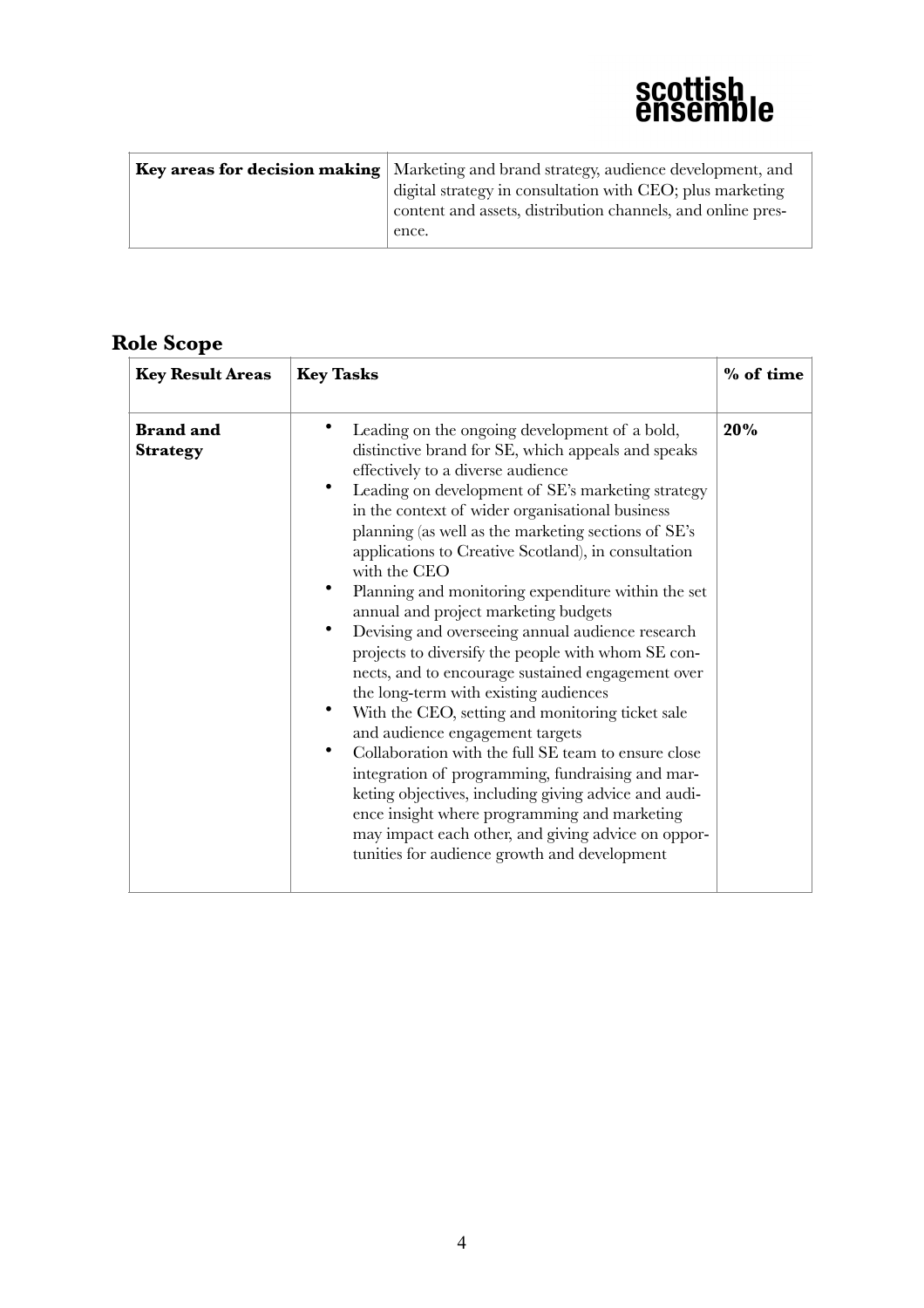| | |
|---|---|
| **Key areas for decision making** | Marketing and brand strategy, audience development, and digital strategy in consultation with CEO; plus marketing content and assets, distribution channels, and online presence. |

## Role Scope

| **Key Result Areas** | **Key Tasks** | **% of time** |
|---|---|---|
| **Brand and Strategy** | • Leading on the ongoing development of a bold, distinctive brand for SE, which appeals and speaks effectively to a diverse audience<br>• Leading on development of SE's marketing strategy in the context of wider organisational business planning (as well as the marketing sections of SE's applications to Creative Scotland), in consultation with the CEO<br>• Planning and monitoring expenditure within the set annual and project marketing budgets<br>• Devising and overseeing annual audience research projects to diversify the people with whom SE connects, and to encourage sustained engagement over the long-term with existing audiences<br>• With the CEO, setting and monitoring ticket sale and audience engagement targets<br>• Collaboration with the full SE team to ensure close integration of programming, fundraising and marketing objectives, including giving advice and audience insight where programming and marketing may impact each other, and giving advice on opportunities for audience growth and development | **20%** |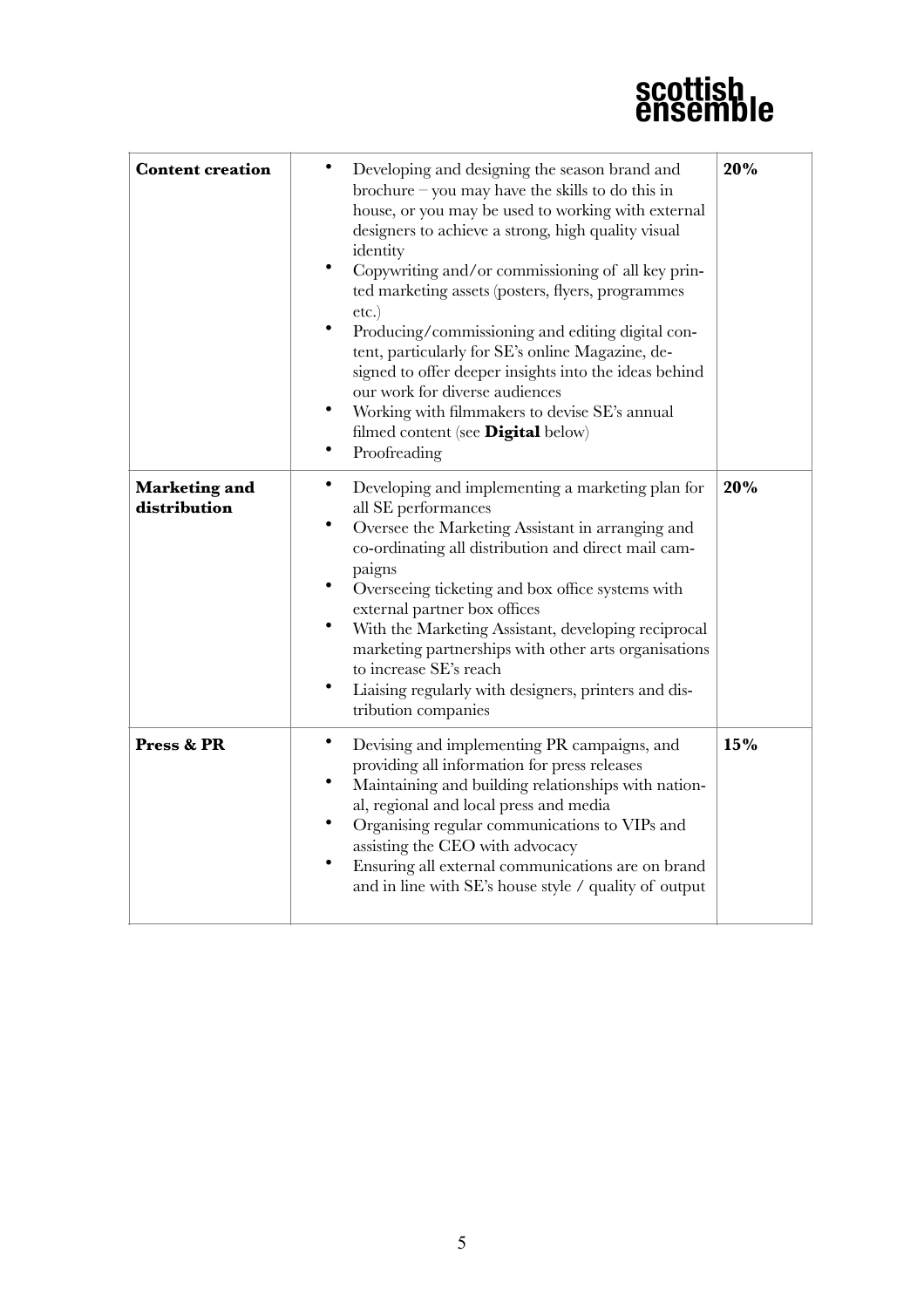| | | |
|---|---|---|
| **Content creation** | • Developing and designing the season brand and brochure – you may have the skills to do this in house, or you may be used to working with external designers to achieve a strong, high quality visual identity<br>• Copywriting and/or commissioning of all key printed marketing assets (posters, flyers, programmes etc.)<br>• Producing/commissioning and editing digital content, particularly for SE's online Magazine, designed to offer deeper insights into the ideas behind our work for diverse audiences<br>• Working with filmmakers to devise SE's annual filmed content (see **Digital** below)<br>• Proofreading | **20%** |
| **Marketing and distribution** | • Developing and implementing a marketing plan for all SE performances<br>• Oversee the Marketing Assistant in arranging and co-ordinating all distribution and direct mail campaigns<br>• Overseeing ticketing and box office systems with external partner box offices<br>• With the Marketing Assistant, developing reciprocal marketing partnerships with other arts organisations to increase SE's reach<br>• Liaising regularly with designers, printers and distribution companies | **20%** |
| **Press & PR** | • Devising and implementing PR campaigns, and providing all information for press releases<br>• Maintaining and building relationships with national, regional and local press and media<br>• Organising regular communications to VIPs and assisting the CEO with advocacy<br>• Ensuring all external communications are on brand and in line with SE's house style / quality of output | **15%** |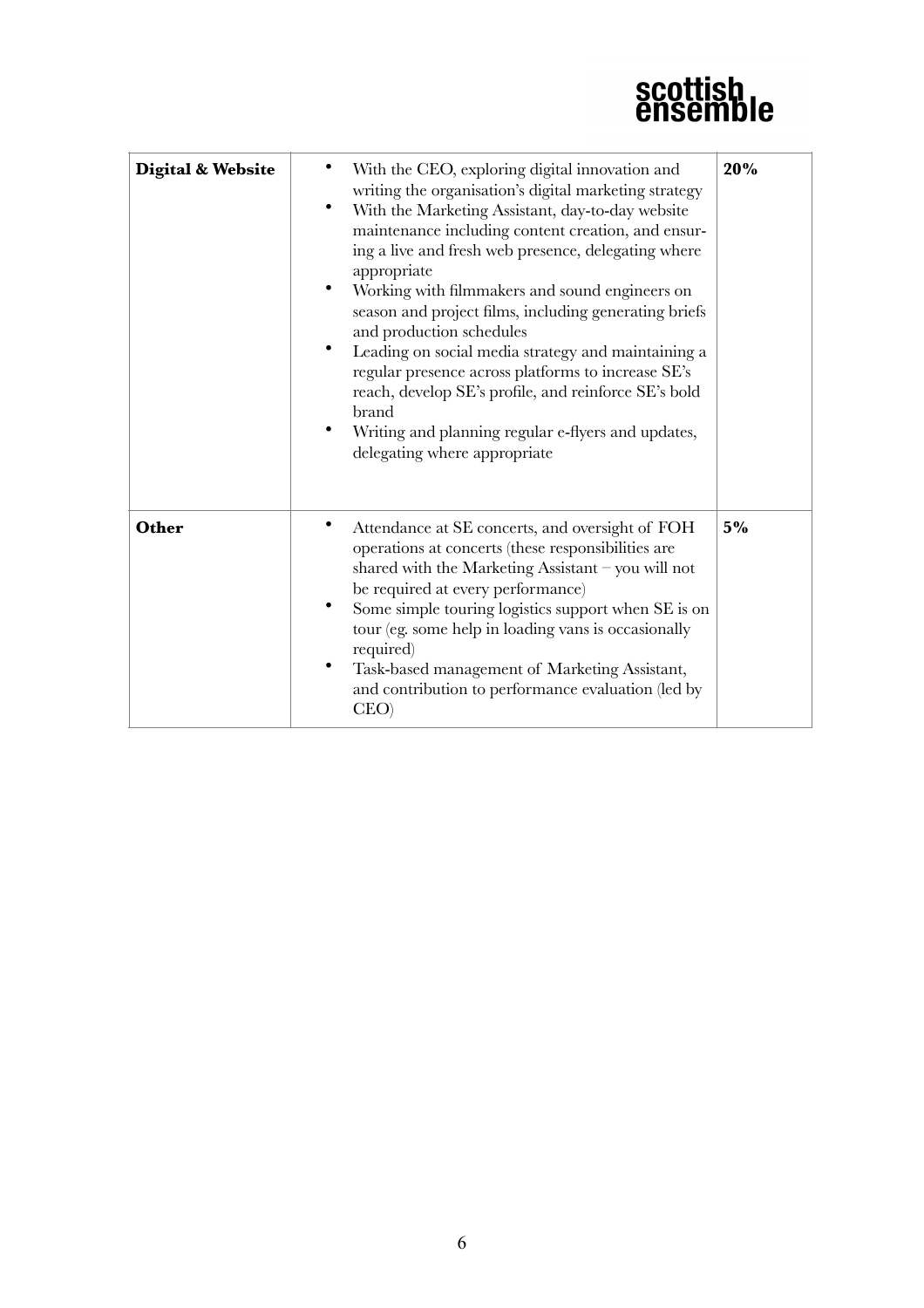| | | |
|---|---|---|
| **Digital & Website** | • With the CEO, exploring digital innovation and writing the organisation's digital marketing strategy<br>• With the Marketing Assistant, day-to-day website maintenance including content creation, and ensuring a live and fresh web presence, delegating where appropriate<br>• Working with filmmakers and sound engineers on season and project films, including generating briefs and production schedules<br>• Leading on social media strategy and maintaining a regular presence across platforms to increase SE's reach, develop SE's profile, and reinforce SE's bold brand<br>• Writing and planning regular e-flyers and updates, delegating where appropriate | **20%** |
| **Other** | • Attendance at SE concerts, and oversight of FOH operations at concerts (these responsibilities are shared with the Marketing Assistant – you will not be required at every performance)<br>• Some simple touring logistics support when SE is on tour (eg. some help in loading vans is occasionally required)<br>• Task-based management of Marketing Assistant, and contribution to performance evaluation (led by CEO) | **5%** |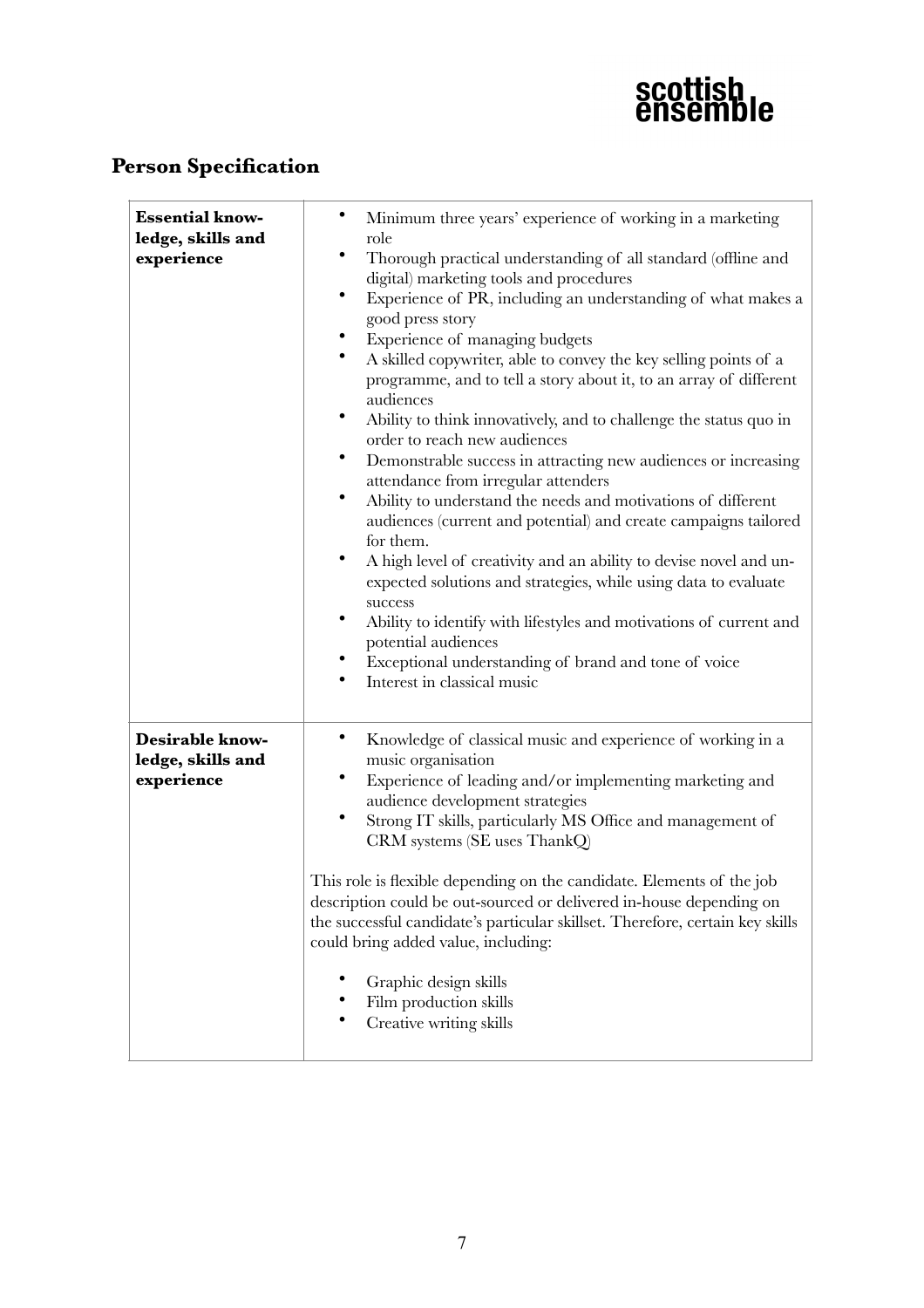## Person Specification

| | |
|---|---|
| **Essential knowledge, skills and experience** | • Minimum three years' experience of working in a marketing role<br>• Thorough practical understanding of all standard (offline and digital) marketing tools and procedures<br>• Experience of PR, including an understanding of what makes a good press story<br>• Experience of managing budgets<br>• A skilled copywriter, able to convey the key selling points of a programme, and to tell a story about it, to an array of different audiences<br>• Ability to think innovatively, and to challenge the status quo in order to reach new audiences<br>• Demonstrable success in attracting new audiences or increasing attendance from irregular attenders<br>• Ability to understand the needs and motivations of different audiences (current and potential) and create campaigns tailored for them.<br>• A high level of creativity and an ability to devise novel and unexpected solutions and strategies, while using data to evaluate success<br>• Ability to identify with lifestyles and motivations of current and potential audiences<br>• Exceptional understanding of brand and tone of voice<br>• Interest in classical music |
| **Desirable knowledge, skills and experience** | • Knowledge of classical music and experience of working in a music organisation<br>• Experience of leading and/or implementing marketing and audience development strategies<br>• Strong IT skills, particularly MS Office and management of CRM systems (SE uses ThankQ)<br><br>This role is flexible depending on the candidate. Elements of the job description could be out-sourced or delivered in-house depending on the successful candidate's particular skillset. Therefore, certain key skills could bring added value, including:<br><br>• Graphic design skills<br>• Film production skills<br>• Creative writing skills |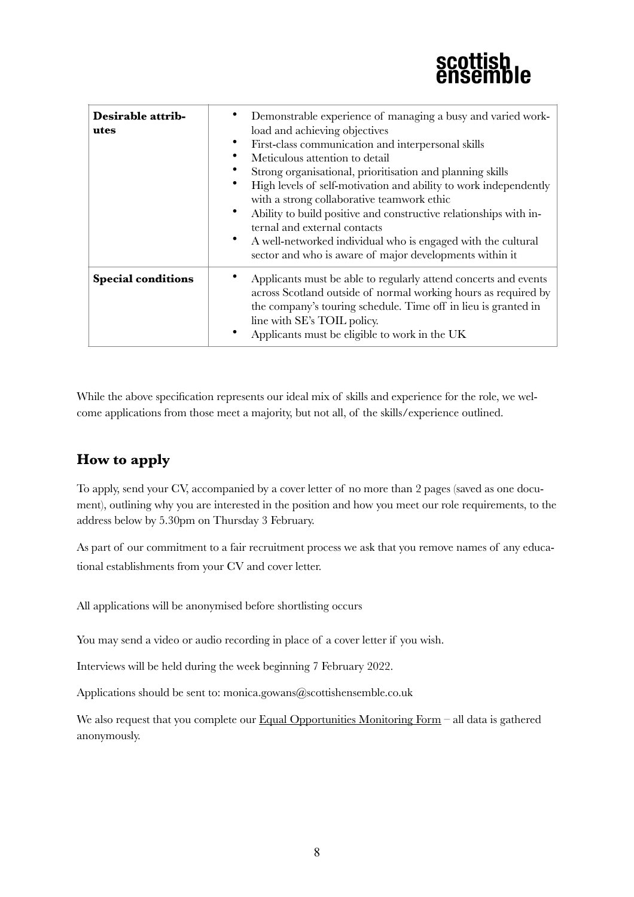| | |
|---|---|
| **Desirable attributes** | • Demonstrable experience of managing a busy and varied workload and achieving objectives<br>• First-class communication and interpersonal skills<br>• Meticulous attention to detail<br>• Strong organisational, prioritisation and planning skills<br>• High levels of self-motivation and ability to work independently with a strong collaborative teamwork ethic<br>• Ability to build positive and constructive relationships with internal and external contacts<br>• A well-networked individual who is engaged with the cultural sector and who is aware of major developments within it |
| **Special conditions** | • Applicants must be able to regularly attend concerts and events across Scotland outside of normal working hours as required by the company's touring schedule. Time off in lieu is granted in line with SE's TOIL policy.<br>• Applicants must be eligible to work in the UK |

While the above specification represents our ideal mix of skills and experience for the role, we welcome applications from those meet a majority, but not all, of the skills/experience outlined.

## How to apply

To apply, send your CV, accompanied by a cover letter of no more than 2 pages (saved as one document), outlining why you are interested in the position and how you meet our role requirements, to the address below by 5.30pm on Thursday 3 February.

As part of our commitment to a fair recruitment process we ask that you remove names of any educational establishments from your CV and cover letter.

All applications will be anonymised before shortlisting occurs

You may send a video or audio recording in place of a cover letter if you wish.

Interviews will be held during the week beginning 7 February 2022.

Applications should be sent to: monica.gowans@scottishensemble.co.uk

We also request that you complete our Equal Opportunities Monitoring Form – all data is gathered anonymously.